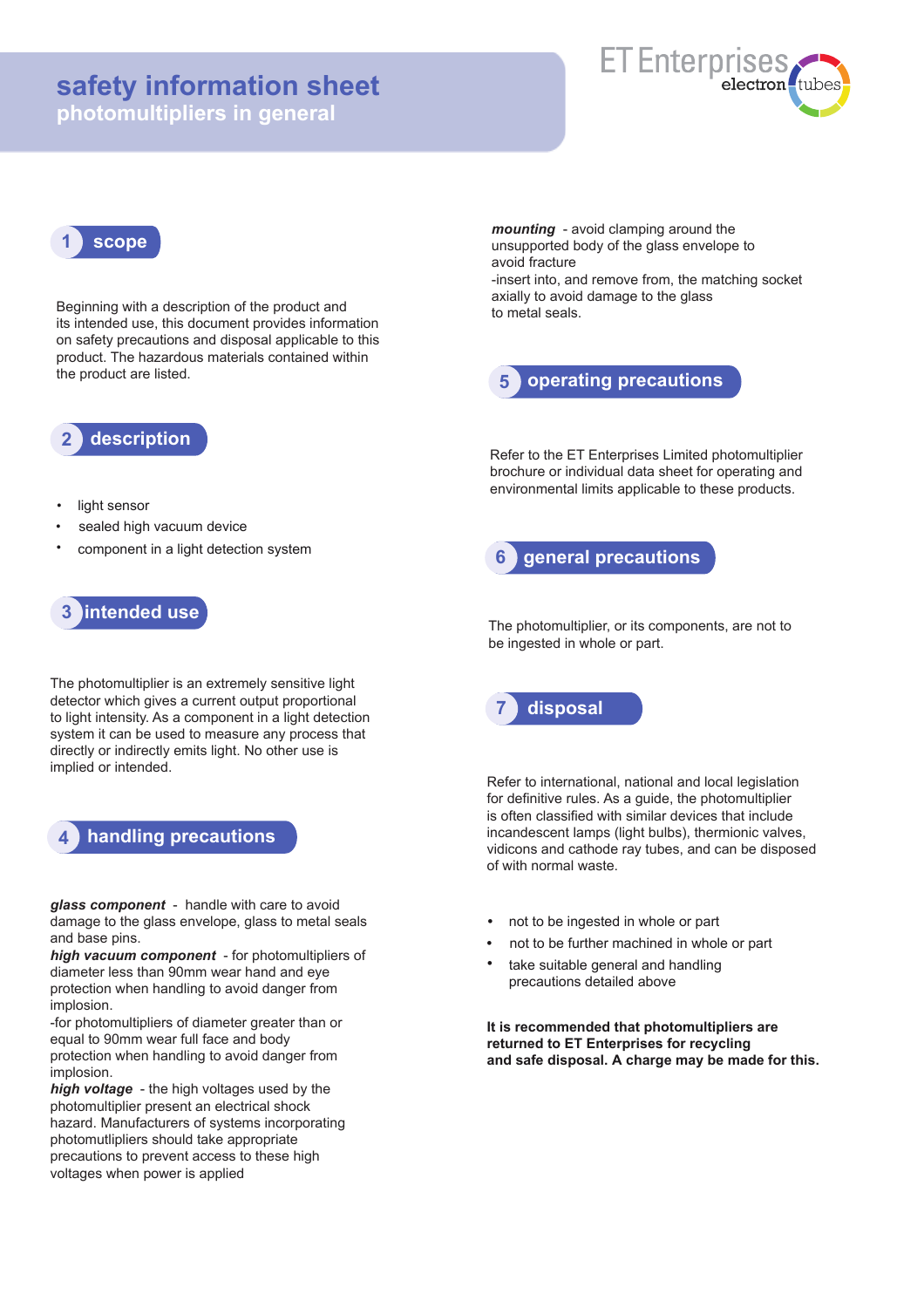# safety information sheet

## photomultipliers in general

ET Enterprises electron tubes

## 1 scope

Beginning with a description of the product and its intended use, this document provides information on safety precautions and disposal applicable to this product. The hazardous materials contained within the product are listed.

## 2 description

- light sensor
- sealed high vacuum device
- component in a light detection system

## 3 intended use

The photomultiplier is an extremely sensitive light detector which gives a current output proportional to light intensity. As a component in a light detection system it can be used to measure any process that directly or indirectly emits light. No other use is implied or intended.

## 4 handling precautions

***glass component*** - handle with care to avoid damage to the glass envelope, glass to metal seals and base pins.

***high vacuum component*** - for photomultipliers of diameter less than 90mm wear hand and eye protection when handling to avoid danger from implosion.

-for photomultipliers of diameter greater than or equal to 90mm wear full face and body protection when handling to avoid danger from implosion.

***high voltage*** - the high voltages used by the photomultiplier present an electrical shock hazard. Manufacturers of systems incorporating photomutlipliers should take appropriate precautions to prevent access to these high voltages when power is applied

***mounting*** - avoid clamping around the unsupported body of the glass envelope to avoid fracture

-insert into, and remove from, the matching socket axially to avoid damage to the glass to metal seals.

## 5 operating precautions

Refer to the ET Enterprises Limited photomultiplier brochure or individual data sheet for operating and environmental limits applicable to these products.

## 6 general precautions

The photomultiplier, or its components, are not to be ingested in whole or part.

## 7 disposal

Refer to international, national and local legislation for definitive rules. As a guide, the photomultiplier is often classified with similar devices that include incandescent lamps (light bulbs), thermionic valves, vidicons and cathode ray tubes, and can be disposed of with normal waste.

- not to be ingested in whole or part
- not to be further machined in whole or part
- take suitable general and handling precautions detailed above

**It is recommended that photomultipliers are returned to ET Enterprises for recycling and safe disposal. A charge may be made for this.**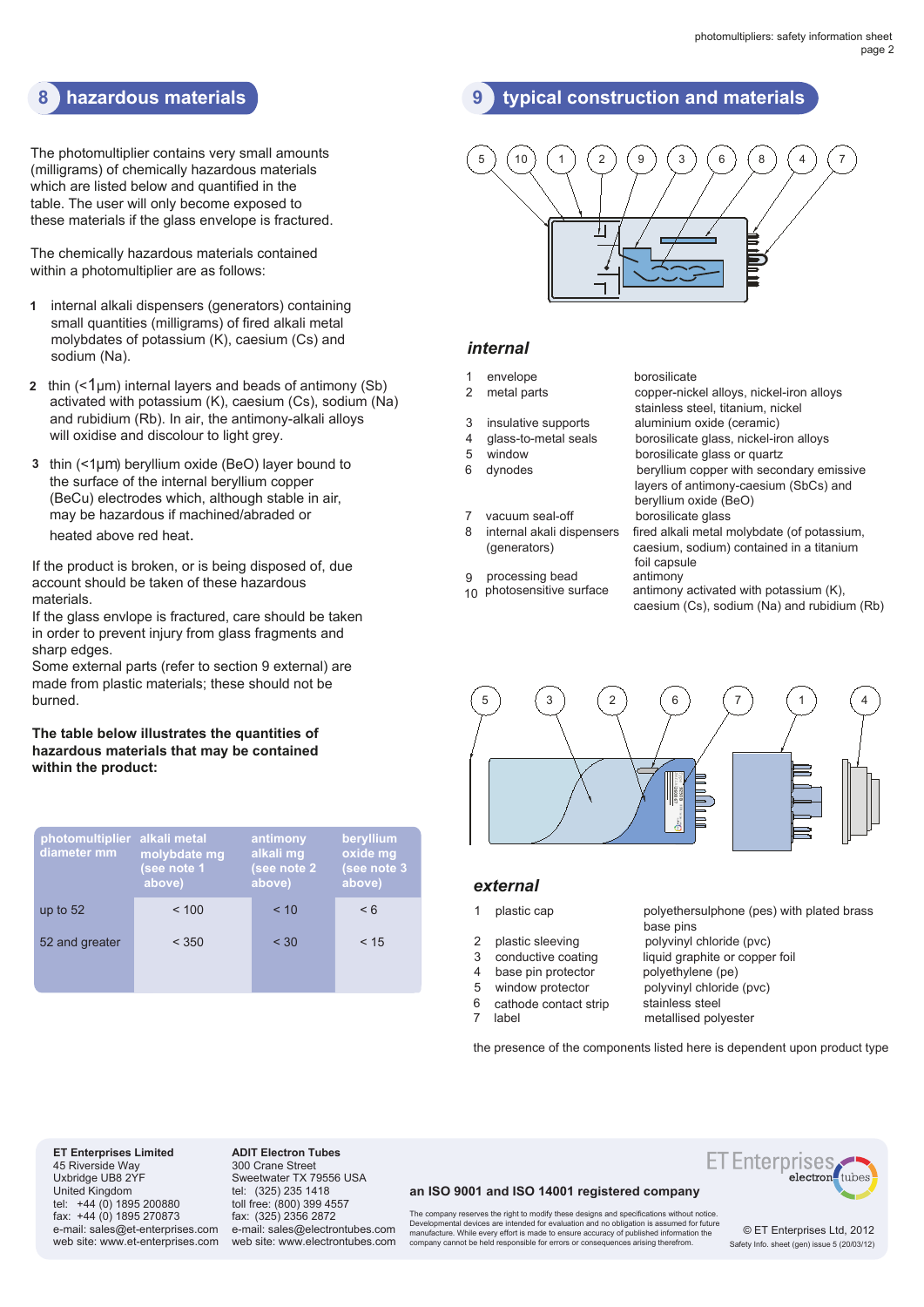## 8 hazardous materials

The photomultiplier contains very small amounts (milligrams) of chemically hazardous materials which are listed below and quantified in the table. The user will only become exposed to these materials if the glass envelope is fractured.

The chemically hazardous materials contained within a photomultiplier are as follows:

**1** internal alkali dispensers (generators) containing small quantities (milligrams) of fired alkali metal molybdates of potassium (K), caesium (Cs) and sodium (Na).

**2** thin (<1μm) internal layers and beads of antimony (Sb) activated with potassium (K), caesium (Cs), sodium (Na) and rubidium (Rb). In air, the antimony-alkali alloys will oxidise and discolour to light grey.

**3** thin (<1μm) beryllium oxide (BeO) layer bound to the surface of the internal beryllium copper (BeCu) electrodes which, although stable in air, may be hazardous if machined/abraded or heated above red heat.

If the product is broken, or is being disposed of, due account should be taken of these hazardous materials.
If the glass envlope is fractured, care should be taken in order to prevent injury from glass fragments and sharp edges.
Some external parts (refer to section 9 external) are made from plastic materials; these should not be burned.

**The table below illustrates the quantities of hazardous materials that may be contained within the product:**

| photomultiplier diameter mm | alkali metal molybdate mg (see note 1 above) | antimony alkali mg (see note 2 above) | beryllium oxide mg (see note 3 above) |
|---|---|---|---|
| up to 52 | < 100 | < 10 | < 6 |
| 52 and greater | < 350 | < 30 | < 15 |

## 9 typical construction and materials

5 10 1 2 9 3 6 8 4 7

### internal

| | | |
|---|---|---|
| 1 | envelope | borosilicate |
| 2 | metal parts | copper-nickel alloys, nickel-iron alloys stainless steel, titanium, nickel |
| 3 | insulative supports | aluminium oxide (ceramic) |
| 4 | glass-to-metal seals | borosilicate glass, nickel-iron alloys |
| 5 | window | borosilicate glass or quartz |
| 6 | dynodes | beryllium copper with secondary emissive layers of antimony-caesium (SbCs) and beryllium oxide (BeO) |
| 7 | vacuum seal-off | borosilicate glass |
| 8 | internal akali dispensers (generators) | fired alkali metal molybdate (of potassium, caesium, sodium) contained in a titanium foil capsule |
| 9 | processing bead | antimony |
| 10 | photosensitive surface | antimony activated with potassium (K), caesium (Cs), sodium (Na) and rubidium (Rb) |

5 3 2 6 7 1 4

### external

| | | |
|---|---|---|
| 1 | plastic cap | polyethersulphone (pes) with plated brass base pins |
| 2 | plastic sleeving | polyvinyl chloride (pvc) |
| 3 | conductive coating | liquid graphite or copper foil |
| 4 | base pin protector | polyethylene (pe) |
| 5 | window protector | polyvinyl chloride (pvc) |
| 6 | cathode contact strip | stainless steel |
| 7 | label | metallised polyester |

the presence of the components listed here is dependent upon product type

**ET Enterprises Limited**
45 Riverside Way
Uxbridge UB8 2YF
United Kingdom
tel: +44 (0) 1895 200880
fax: +44 (0) 1895 270873
e-mail: sales@et-enterprises.com
web site: www.et-enterprises.com

**ADIT Electron Tubes**
300 Crane Street
Sweetwater TX 79556 USA
tel: (325) 235 1418
toll free: (800) 399 4557
fax: (325) 2356 2872
e-mail: sales@electrontubes.com
web site: www.electrontubes.com

ET Enterprises electron tubes

**an ISO 9001 and ISO 14001 registered company**

The company reserves the right to modify these designs and specifications without notice. Developmental devices are intended for evaluation and no obligation is assumed for future manufacture. While every effort is made to ensure accuracy of published information the company cannot be held responsible for errors or consequences arising therefrom.

© ET Enterprises Ltd, 2012
Safety Info. sheet (gen) issue 5 (20/03/12)